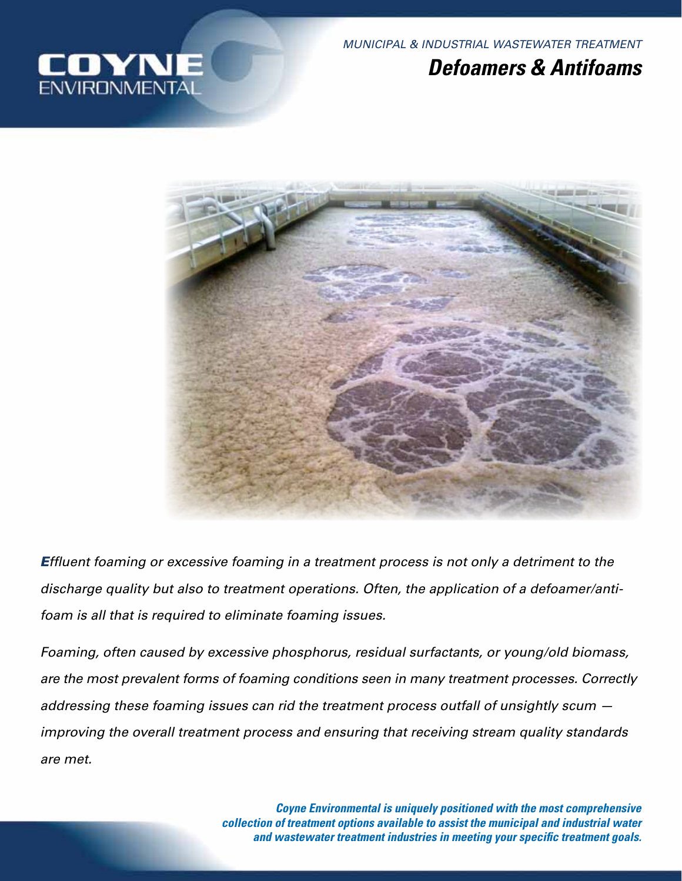COYNE ENVIRONMENTAL

*MUNICIPAL & INDUSTRIAL WASTEWATER TREATMENT*

# *Defoamers & Antifoams*

*Effluent foaming or excessive foaming in a treatment process is not only a detriment to the discharge quality but also to treatment operations. Often, the application of a defoamer/anti-foam is all that is required to eliminate foaming issues.*

*Foaming, often caused by excessive phosphorus, residual surfactants, or young/old biomass, are the most prevalent forms of foaming conditions seen in many treatment processes. Correctly addressing these foaming issues can rid the treatment process outfall of unsightly scum — improving the overall treatment process and ensuring that receiving stream quality standards are met.*

***Coyne Environmental is uniquely positioned with the most comprehensive collection of treatment options available to assist the municipal and industrial water and wastewater treatment industries in meeting your specific treatment goals.***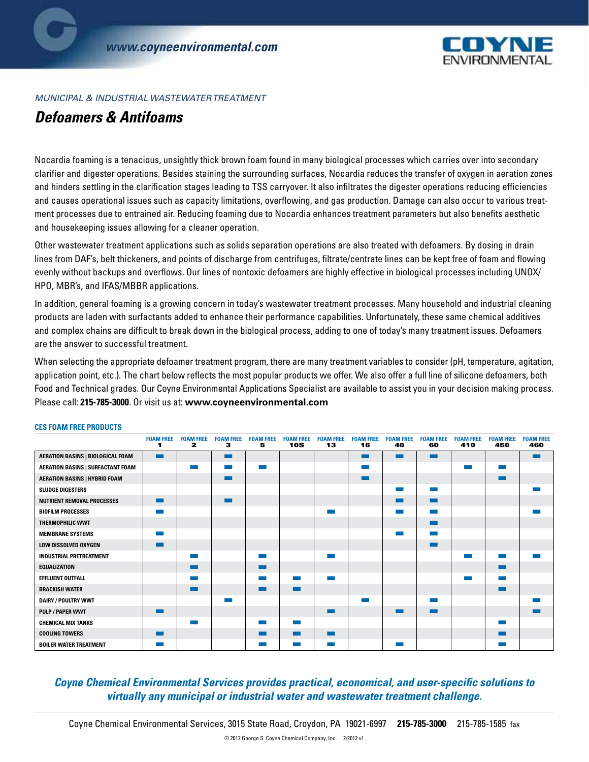*MUNICIPAL & INDUSTRIAL WASTEWATER TREATMENT*

# *Defoamers & Antifoams*

Nocardia foaming is a tenacious, unsightly thick brown foam found in many biological processes which carries over into secondary clarifier and digester operations. Besides staining the surrounding surfaces, Nocardia reduces the transfer of oxygen in aeration zones and hinders settling in the clarification stages leading to TSS carryover. It also infiltrates the digester operations reducing efficiencies and causes operational issues such as capacity limitations, overflowing, and gas production. Damage can also occur to various treatment processes due to entrained air. Reducing foaming due to Nocardia enhances treatment parameters but also benefits aesthetic and housekeeping issues allowing for a cleaner operation.

Other wastewater treatment applications such as solids separation operations are also treated with defoamers. By dosing in drain lines from DAF's, belt thickeners, and points of discharge from centrifuges, filtrate/centrate lines can be kept free of foam and flowing evenly without backups and overflows. Our lines of nontoxic defoamers are highly effective in biological processes including UNOX/HPO, MBR's, and IFAS/MBBR applications.

In addition, general foaming is a growing concern in today's wastewater treatment processes. Many household and industrial cleaning products are laden with surfactants added to enhance their performance capabilities. Unfortunately, these same chemical additives and complex chains are difficult to break down in the biological process, adding to one of today's many treatment issues. Defoamers are the answer to successful treatment.

When selecting the appropriate defoamer treatment program, there are many treatment variables to consider (pH, temperature, agitation, application point, etc.). The chart below reflects the most popular products we offer. We also offer a full line of silicone defoamers, both Food and Technical grades. Our Coyne Environmental Applications Specialist are available to assist you in your decision making process. Please call: **215-785-3000**. Or visit us at: **www.coyneenvironmental.com**

**CES FOAM FREE PRODUCTS**

| | FOAM FREE 1 | FOAM FREE 2 | FOAM FREE 3 | FOAM FREE 5 | FOAM FREE 10S | FOAM FREE 13 | FOAM FREE 16 | FOAM FREE 40 | FOAM FREE 60 | FOAM FREE 410 | FOAM FREE 450 | FOAM FREE 460 |
|---|---|---|---|---|---|---|---|---|---|---|---|---|
| AERATION BASINS \| BIOLOGICAL FOAM | ■ | | ■ | | | | ■ | ■ | ■ | | | ■ |
| AERATION BASINS \| SURFACTANT FOAM | | ■ | ■ | ■ | | | ■ | | | ■ | ■ | |
| AERATION BASINS \| HYBRID FOAM | | | ■ | | | | ■ | | | | ■ | |
| SLUDGE DIGESTERS | | | | | | | | ■ | ■ | | | ■ |
| NUTRIENT REMOVAL PROCESSES | ■ | | ■ | | | | | ■ | ■ | | | |
| BIOFILM PROCESSES | ■ | | | | | ■ | | ■ | ■ | | | ■ |
| THERMOPHILIC WWT | | | | | | | | | ■ | | | |
| MEMBRANE SYSTEMS | ■ | | | | | | | ■ | ■ | | | |
| LOW DISSOLVED OXYGEN | ■ | | | | | | | | ■ | | | |
| INDUSTRIAL PRETREATMENT | | ■ | | ■ | | ■ | | | | ■ | ■ | ■ |
| EQUALIZATION | | ■ | | ■ | | | | | | | ■ | |
| EFFLUENT OUTFALL | | ■ | | ■ | ■ | ■ | | | | ■ | ■ | |
| BRACKISH WATER | | ■ | | ■ | ■ | | | | | | ■ | |
| DAIRY / POULTRY WWT | | | ■ | | | | ■ | | ■ | | | ■ |
| PULP / PAPER WWT | ■ | | | | | ■ | | ■ | ■ | | | ■ |
| CHEMICAL MIX TANKS | | ■ | | ■ | ■ | | | | | | ■ | |
| COOLING TOWERS | ■ | | | ■ | ■ | ■ | | | | | ■ | |
| BOILER WATER TREATMENT | ■ | | | ■ | ■ | ■ | | ■ | | | ■ | |

***Coyne Chemical Environmental Services provides practical, economical, and user-specific solutions to virtually any municipal or industrial water and wastewater treatment challenge.***

Coyne Chemical Environmental Services, 3015 State Road, Croydon, PA 19021-6997 **215-785-3000** 215-785-1585 fax

© 2012 George S. Coyne Chemical Company, Inc. 2/2012 v1